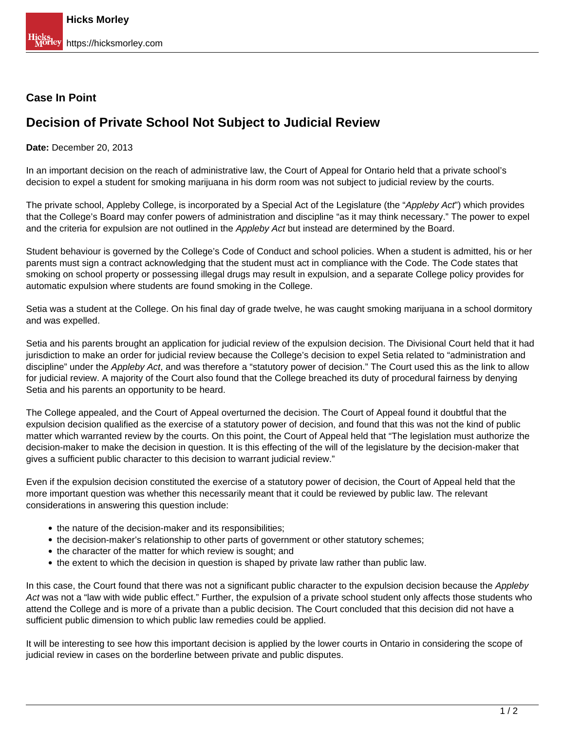**Case In Point**

# Decision of Private School Not Subject to Judicial Review

**Date:** December 20, 2013

In an important decision on the reach of administrative law, the Court of Appeal for Ontario held that a private school's decision to expel a student for smoking marijuana in his dorm room was not subject to judicial review by the courts.

The private school, Appleby College, is incorporated by a Special Act of the Legislature (the "*Appleby Act*") which provides that the College's Board may confer powers of administration and discipline "as it may think necessary." The power to expel and the criteria for expulsion are not outlined in the *Appleby Act* but instead are determined by the Board.

Student behaviour is governed by the College's Code of Conduct and school policies. When a student is admitted, his or her parents must sign a contract acknowledging that the student must act in compliance with the Code. The Code states that smoking on school property or possessing illegal drugs may result in expulsion, and a separate College policy provides for automatic expulsion where students are found smoking in the College.

Setia was a student at the College. On his final day of grade twelve, he was caught smoking marijuana in a school dormitory and was expelled.

Setia and his parents brought an application for judicial review of the expulsion decision. The Divisional Court held that it had jurisdiction to make an order for judicial review because the College's decision to expel Setia related to "administration and discipline" under the *Appleby Act*, and was therefore a "statutory power of decision." The Court used this as the link to allow for judicial review. A majority of the Court also found that the College breached its duty of procedural fairness by denying Setia and his parents an opportunity to be heard.

The College appealed, and the Court of Appeal overturned the decision. The Court of Appeal found it doubtful that the expulsion decision qualified as the exercise of a statutory power of decision, and found that this was not the kind of public matter which warranted review by the courts. On this point, the Court of Appeal held that "The legislation must authorize the decision-maker to make the decision in question. It is this effecting of the will of the legislature by the decision-maker that gives a sufficient public character to this decision to warrant judicial review."

Even if the expulsion decision constituted the exercise of a statutory power of decision, the Court of Appeal held that the more important question was whether this necessarily meant that it could be reviewed by public law. The relevant considerations in answering this question include:

- the nature of the decision-maker and its responsibilities;
- the decision-maker's relationship to other parts of government or other statutory schemes;
- the character of the matter for which review is sought; and
- the extent to which the decision in question is shaped by private law rather than public law.

In this case, the Court found that there was not a significant public character to the expulsion decision because the *Appleby Act* was not a "law with wide public effect." Further, the expulsion of a private school student only affects those students who attend the College and is more of a private than a public decision. The Court concluded that this decision did not have a sufficient public dimension to which public law remedies could be applied.

It will be interesting to see how this important decision is applied by the lower courts in Ontario in considering the scope of judicial review in cases on the borderline between private and public disputes.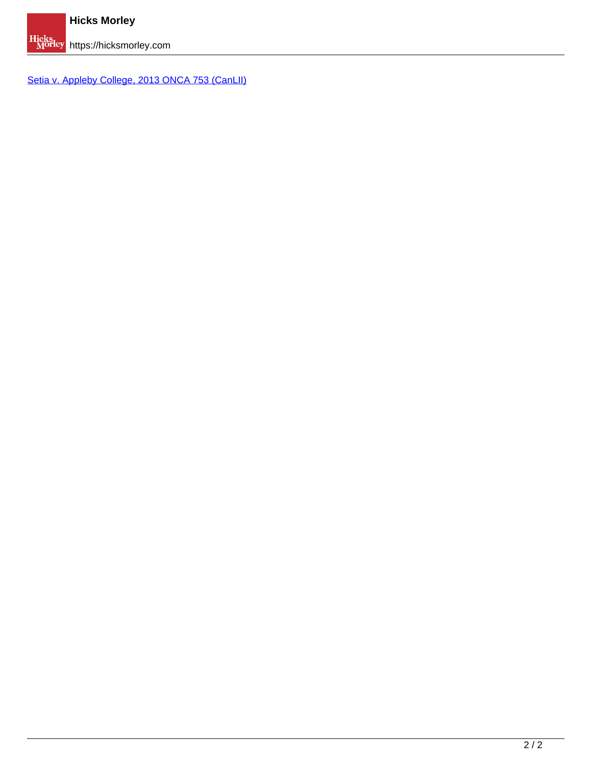[Setia v. Appleby College, 2013 ONCA 753 (CanLII)]